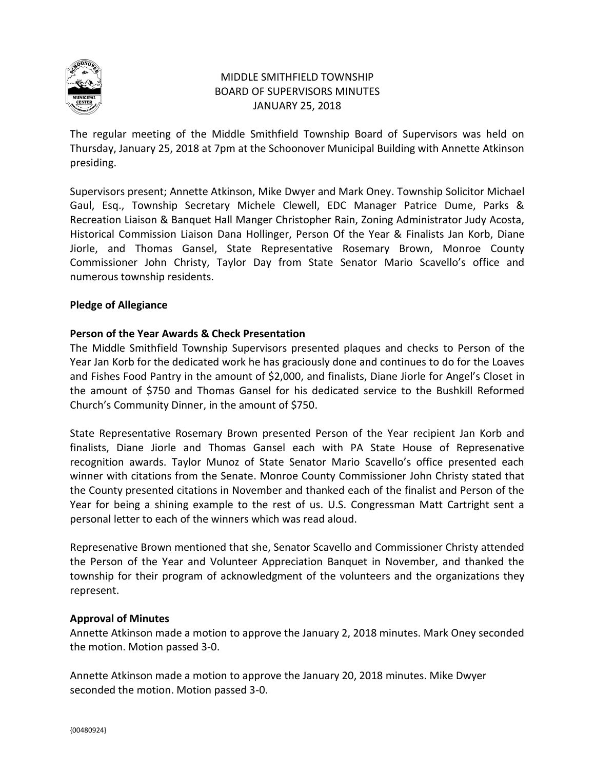# MIDDLE SMITHFIELD TOWNSHIP
## BOARD OF SUPERVISORS MINUTES
### JANUARY 25, 2018

The regular meeting of the Middle Smithfield Township Board of Supervisors was held on Thursday, January 25, 2018 at 7pm at the Schoonover Municipal Building with Annette Atkinson presiding.

Supervisors present; Annette Atkinson, Mike Dwyer and Mark Oney. Township Solicitor Michael Gaul, Esq., Township Secretary Michele Clewell, EDC Manager Patrice Dume, Parks & Recreation Liaison & Banquet Hall Manger Christopher Rain, Zoning Administrator Judy Acosta, Historical Commission Liaison Dana Hollinger, Person Of the Year & Finalists Jan Korb, Diane Jiorle, and Thomas Gansel, State Representative Rosemary Brown, Monroe County Commissioner John Christy, Taylor Day from State Senator Mario Scavello's office and numerous township residents.

**Pledge of Allegiance**

**Person of the Year Awards & Check Presentation**

The Middle Smithfield Township Supervisors presented plaques and checks to Person of the Year Jan Korb for the dedicated work he has graciously done and continues to do for the Loaves and Fishes Food Pantry in the amount of $2,000, and finalists, Diane Jiorle for Angel's Closet in the amount of $750 and Thomas Gansel for his dedicated service to the Bushkill Reformed Church's Community Dinner, in the amount of $750.

State Representative Rosemary Brown presented Person of the Year recipient Jan Korb and finalists, Diane Jiorle and Thomas Gansel each with PA State House of Represenative recognition awards. Taylor Munoz of State Senator Mario Scavello's office presented each winner with citations from the Senate. Monroe County Commissioner John Christy stated that the County presented citations in November and thanked each of the finalist and Person of the Year for being a shining example to the rest of us. U.S. Congressman Matt Cartright sent a personal letter to each of the winners which was read aloud.

Represenative Brown mentioned that she, Senator Scavello and Commissioner Christy attended the Person of the Year and Volunteer Appreciation Banquet in November, and thanked the township for their program of acknowledgment of the volunteers and the organizations they represent.

**Approval of Minutes**

Annette Atkinson made a motion to approve the January 2, 2018 minutes. Mark Oney seconded the motion. Motion passed 3-0.

Annette Atkinson made a motion to approve the January 20, 2018 minutes. Mike Dwyer seconded the motion. Motion passed 3-0.

{00480924}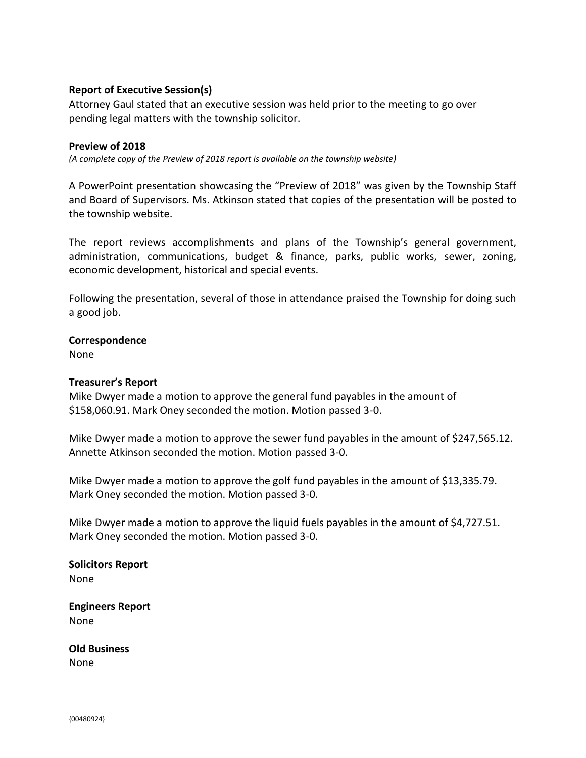**Report of Executive Session(s)**
Attorney Gaul stated that an executive session was held prior to the meeting to go over pending legal matters with the township solicitor.

**Preview of 2018**
*(A complete copy of the Preview of 2018 report is available on the township website)*

A PowerPoint presentation showcasing the "Preview of 2018" was given by the Township Staff and Board of Supervisors. Ms. Atkinson stated that copies of the presentation will be posted to the township website.

The report reviews accomplishments and plans of the Township's general government, administration, communications, budget & finance, parks, public works, sewer, zoning, economic development, historical and special events.

Following the presentation, several of those in attendance praised the Township for doing such a good job.

**Correspondence**
None

**Treasurer's Report**
Mike Dwyer made a motion to approve the general fund payables in the amount of $158,060.91. Mark Oney seconded the motion. Motion passed 3-0.

Mike Dwyer made a motion to approve the sewer fund payables in the amount of $247,565.12. Annette Atkinson seconded the motion. Motion passed 3-0.

Mike Dwyer made a motion to approve the golf fund payables in the amount of $13,335.79. Mark Oney seconded the motion. Motion passed 3-0.

Mike Dwyer made a motion to approve the liquid fuels payables in the amount of $4,727.51. Mark Oney seconded the motion. Motion passed 3-0.

**Solicitors Report**
None

**Engineers Report**
None

**Old Business**
None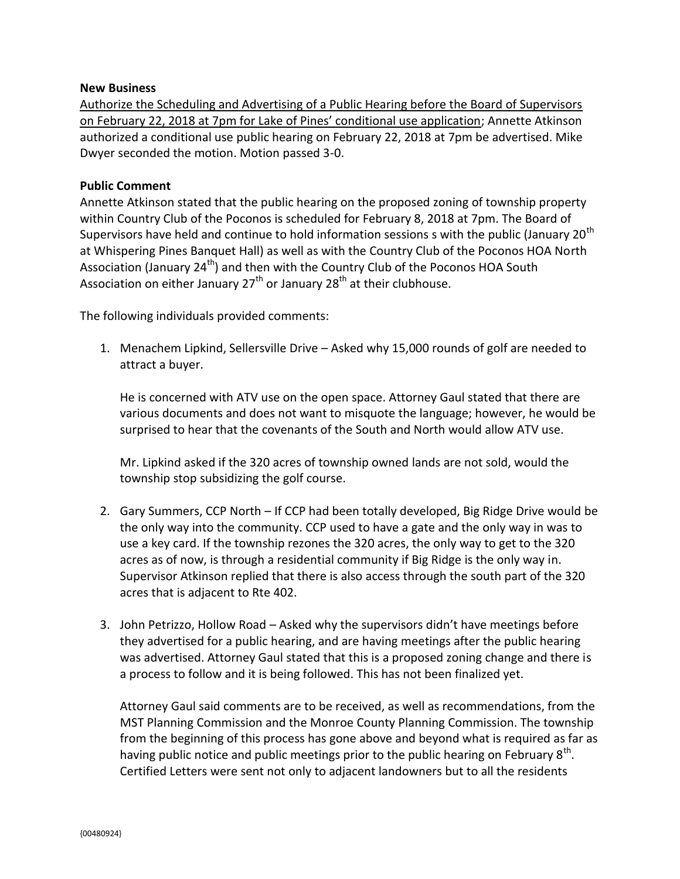**New Business**

Authorize the Scheduling and Advertising of a Public Hearing before the Board of Supervisors on February 22, 2018 at 7pm for Lake of Pines' conditional use application; Annette Atkinson authorized a conditional use public hearing on February 22, 2018 at 7pm be advertised. Mike Dwyer seconded the motion. Motion passed 3-0.

**Public Comment**

Annette Atkinson stated that the public hearing on the proposed zoning of township property within Country Club of the Poconos is scheduled for February 8, 2018 at 7pm. The Board of Supervisors have held and continue to hold information sessions s with the public (January 20th at Whispering Pines Banquet Hall) as well as with the Country Club of the Poconos HOA North Association (January 24th) and then with the Country Club of the Poconos HOA South Association on either January 27th or January 28th at their clubhouse.

The following individuals provided comments:

1. Menachem Lipkind, Sellersville Drive – Asked why 15,000 rounds of golf are needed to attract a buyer.

   He is concerned with ATV use on the open space. Attorney Gaul stated that there are various documents and does not want to misquote the language; however, he would be surprised to hear that the covenants of the South and North would allow ATV use.

   Mr. Lipkind asked if the 320 acres of township owned lands are not sold, would the township stop subsidizing the golf course.

2. Gary Summers, CCP North – If CCP had been totally developed, Big Ridge Drive would be the only way into the community. CCP used to have a gate and the only way in was to use a key card. If the township rezones the 320 acres, the only way to get to the 320 acres as of now, is through a residential community if Big Ridge is the only way in. Supervisor Atkinson replied that there is also access through the south part of the 320 acres that is adjacent to Rte 402.

3. John Petrizzo, Hollow Road – Asked why the supervisors didn't have meetings before they advertised for a public hearing, and are having meetings after the public hearing was advertised. Attorney Gaul stated that this is a proposed zoning change and there is a process to follow and it is being followed. This has not been finalized yet.

   Attorney Gaul said comments are to be received, as well as recommendations, from the MST Planning Commission and the Monroe County Planning Commission. The township from the beginning of this process has gone above and beyond what is required as far as having public notice and public meetings prior to the public hearing on February 8th. Certified Letters were sent not only to adjacent landowners but to all the residents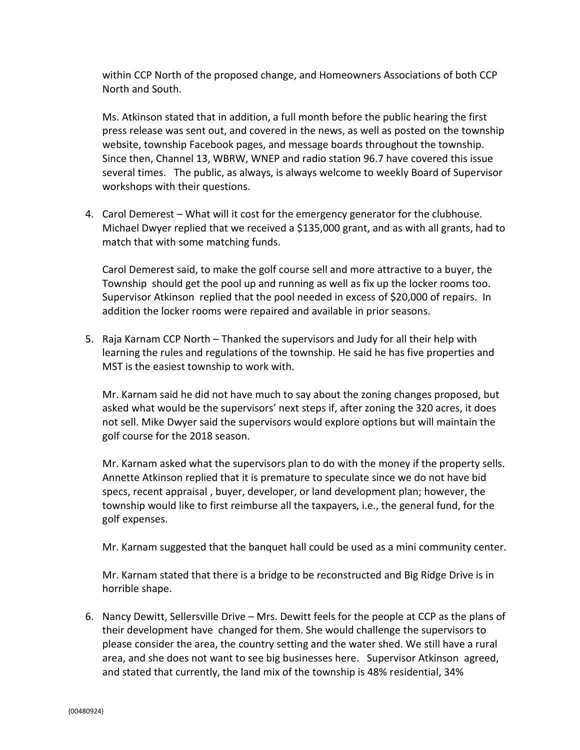within CCP North of the proposed change, and Homeowners Associations of both CCP North and South.

Ms. Atkinson stated that in addition, a full month before the public hearing the first press release was sent out, and covered in the news, as well as posted on the township website, township Facebook pages, and message boards throughout the township. Since then, Channel 13, WBRW, WNEP and radio station 96.7 have covered this issue several times. The public, as always, is always welcome to weekly Board of Supervisor workshops with their questions.

4. Carol Demerest – What will it cost for the emergency generator for the clubhouse. Michael Dwyer replied that we received a $135,000 grant, and as with all grants, had to match that with some matching funds.

   Carol Demerest said, to make the golf course sell and more attractive to a buyer, the Township should get the pool up and running as well as fix up the locker rooms too. Supervisor Atkinson replied that the pool needed in excess of $20,000 of repairs. In addition the locker rooms were repaired and available in prior seasons.

5. Raja Karnam CCP North – Thanked the supervisors and Judy for all their help with learning the rules and regulations of the township. He said he has five properties and MST is the easiest township to work with.

   Mr. Karnam said he did not have much to say about the zoning changes proposed, but asked what would be the supervisors' next steps if, after zoning the 320 acres, it does not sell. Mike Dwyer said the supervisors would explore options but will maintain the golf course for the 2018 season.

   Mr. Karnam asked what the supervisors plan to do with the money if the property sells. Annette Atkinson replied that it is premature to speculate since we do not have bid specs, recent appraisal , buyer, developer, or land development plan; however, the township would like to first reimburse all the taxpayers, i.e., the general fund, for the golf expenses.

   Mr. Karnam suggested that the banquet hall could be used as a mini community center.

   Mr. Karnam stated that there is a bridge to be reconstructed and Big Ridge Drive is in horrible shape.

6. Nancy Dewitt, Sellersville Drive – Mrs. Dewitt feels for the people at CCP as the plans of their development have changed for them. She would challenge the supervisors to please consider the area, the country setting and the water shed. We still have a rural area, and she does not want to see big businesses here. Supervisor Atkinson agreed, and stated that currently, the land mix of the township is 48% residential, 34%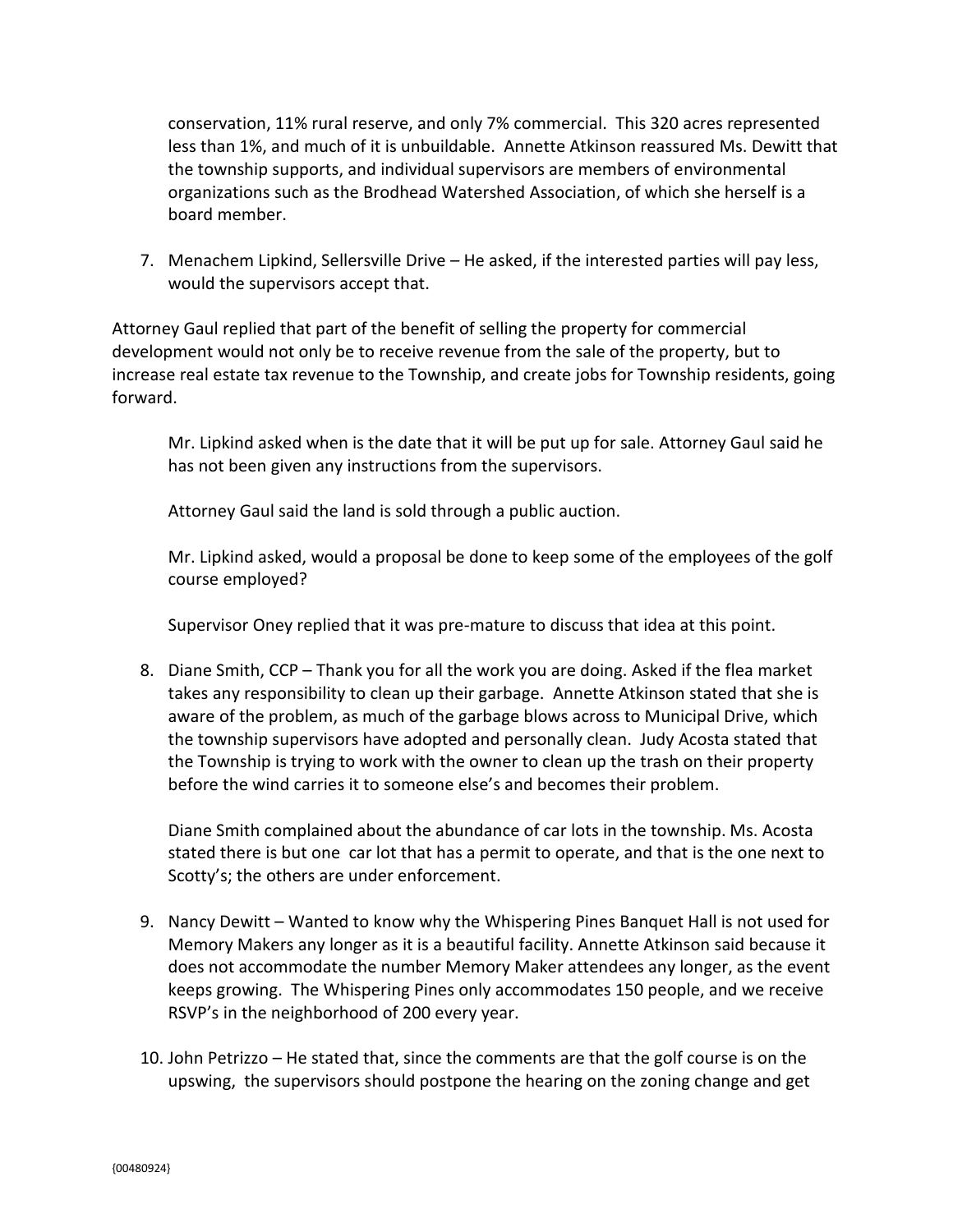conservation, 11% rural reserve, and only 7% commercial. This 320 acres represented less than 1%, and much of it is unbuildable. Annette Atkinson reassured Ms. Dewitt that the township supports, and individual supervisors are members of environmental organizations such as the Brodhead Watershed Association, of which she herself is a board member.

7. Menachem Lipkind, Sellersville Drive – He asked, if the interested parties will pay less, would the supervisors accept that.

Attorney Gaul replied that part of the benefit of selling the property for commercial development would not only be to receive revenue from the sale of the property, but to increase real estate tax revenue to the Township, and create jobs for Township residents, going forward.

Mr. Lipkind asked when is the date that it will be put up for sale. Attorney Gaul said he has not been given any instructions from the supervisors.

Attorney Gaul said the land is sold through a public auction.

Mr. Lipkind asked, would a proposal be done to keep some of the employees of the golf course employed?

Supervisor Oney replied that it was pre-mature to discuss that idea at this point.

8. Diane Smith, CCP – Thank you for all the work you are doing. Asked if the flea market takes any responsibility to clean up their garbage. Annette Atkinson stated that she is aware of the problem, as much of the garbage blows across to Municipal Drive, which the township supervisors have adopted and personally clean. Judy Acosta stated that the Township is trying to work with the owner to clean up the trash on their property before the wind carries it to someone else's and becomes their problem.

   Diane Smith complained about the abundance of car lots in the township. Ms. Acosta stated there is but one car lot that has a permit to operate, and that is the one next to Scotty's; the others are under enforcement.

9. Nancy Dewitt – Wanted to know why the Whispering Pines Banquet Hall is not used for Memory Makers any longer as it is a beautiful facility. Annette Atkinson said because it does not accommodate the number Memory Maker attendees any longer, as the event keeps growing. The Whispering Pines only accommodates 150 people, and we receive RSVP's in the neighborhood of 200 every year.

10. John Petrizzo – He stated that, since the comments are that the golf course is on the upswing, the supervisors should postpone the hearing on the zoning change and get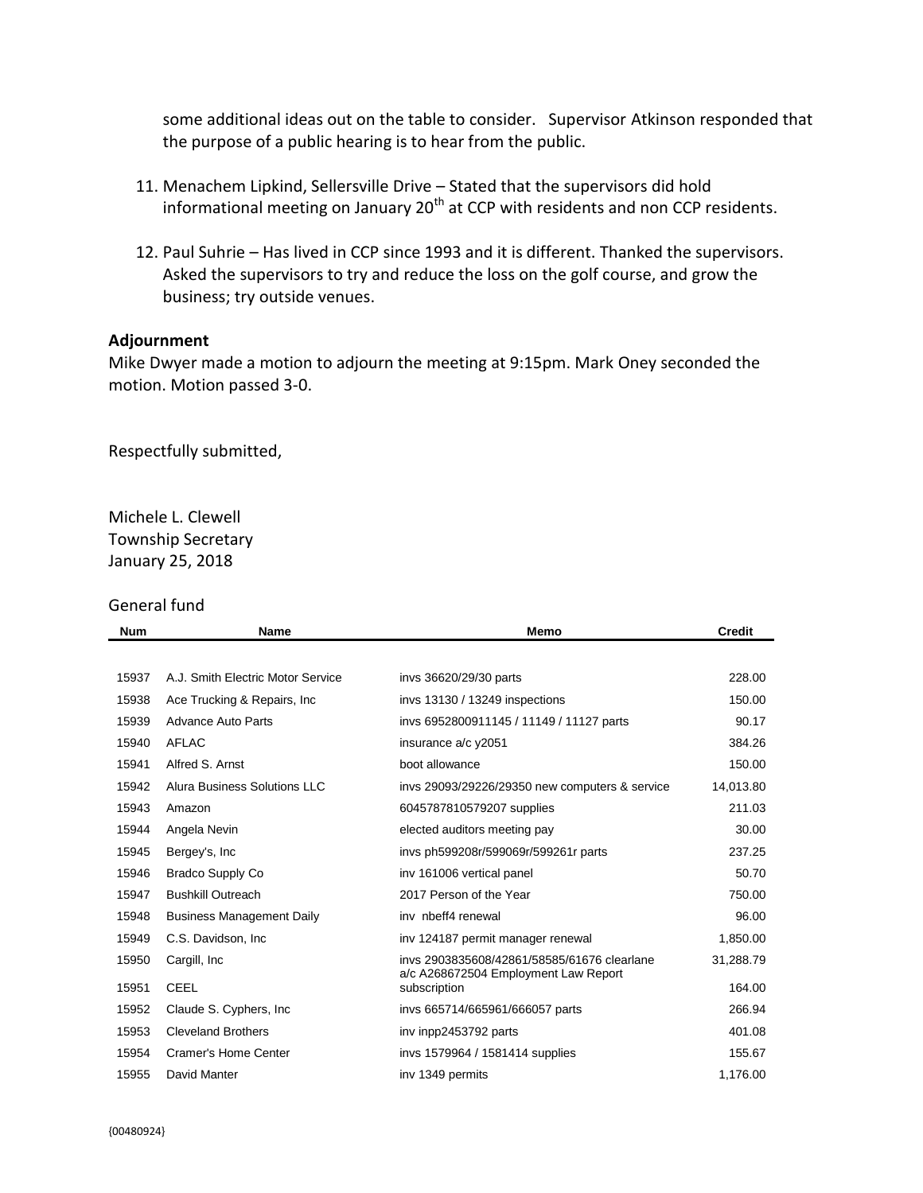some additional ideas out on the table to consider. Supervisor Atkinson responded that the purpose of a public hearing is to hear from the public.

11. Menachem Lipkind, Sellersville Drive – Stated that the supervisors did hold informational meeting on January 20th at CCP with residents and non CCP residents.

12. Paul Suhrie – Has lived in CCP since 1993 and it is different. Thanked the supervisors. Asked the supervisors to try and reduce the loss on the golf course, and grow the business; try outside venues.

**Adjournment**

Mike Dwyer made a motion to adjourn the meeting at 9:15pm. Mark Oney seconded the motion. Motion passed 3-0.

Respectfully submitted,

Michele L. Clewell
Township Secretary
January 25, 2018

General fund

| Num | Name | Memo | Credit |
|---|---|---|---|
| 15937 | A.J. Smith Electric Motor Service | invs 36620/29/30 parts | 228.00 |
| 15938 | Ace Trucking & Repairs, Inc | invs 13130 / 13249 inspections | 150.00 |
| 15939 | Advance Auto Parts | invs 6952800911145 / 11149 / 11127 parts | 90.17 |
| 15940 | AFLAC | insurance a/c y2051 | 384.26 |
| 15941 | Alfred S. Arnst | boot allowance | 150.00 |
| 15942 | Alura Business Solutions LLC | invs 29093/29226/29350 new computers & service | 14,013.80 |
| 15943 | Amazon | 6045787810579207 supplies | 211.03 |
| 15944 | Angela Nevin | elected auditors meeting pay | 30.00 |
| 15945 | Bergey's, Inc | invs ph599208r/599069r/599261r parts | 237.25 |
| 15946 | Bradco Supply Co | inv 161006 vertical panel | 50.70 |
| 15947 | Bushkill Outreach | 2017 Person of the Year | 750.00 |
| 15948 | Business Management Daily | inv nbeff4 renewal | 96.00 |
| 15949 | C.S. Davidson, Inc | inv 124187 permit manager renewal | 1,850.00 |
| 15950 | Cargill, Inc | invs 2903835608/42861/58585/61676 clearlane | 31,288.79 |
| 15951 | CEEL | a/c A268672504 Employment Law Report subscription | 164.00 |
| 15952 | Claude S. Cyphers, Inc | invs 665714/665961/666057 parts | 266.94 |
| 15953 | Cleveland Brothers | inv inpp2453792 parts | 401.08 |
| 15954 | Cramer's Home Center | invs 1579964 / 1581414 supplies | 155.67 |
| 15955 | David Manter | inv 1349 permits | 1,176.00 |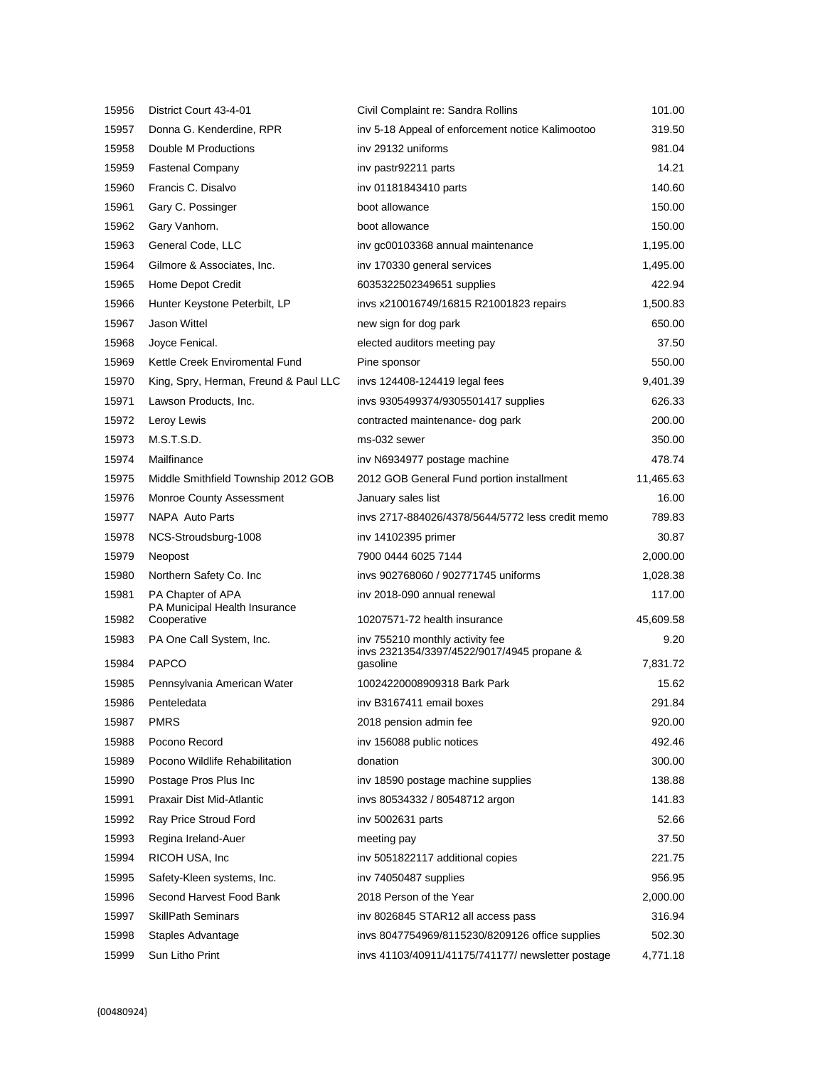| | | | |
|---|---|---|---|
| 15956 | District Court 43-4-01 | Civil Complaint re: Sandra Rollins | 101.00 |
| 15957 | Donna G. Kenderdine, RPR | inv 5-18 Appeal of enforcement notice Kalimootoo | 319.50 |
| 15958 | Double M Productions | inv 29132 uniforms | 981.04 |
| 15959 | Fastenal Company | inv pastr92211 parts | 14.21 |
| 15960 | Francis C. Disalvo | inv 01181843410 parts | 140.60 |
| 15961 | Gary C. Possinger | boot allowance | 150.00 |
| 15962 | Gary Vanhorn. | boot allowance | 150.00 |
| 15963 | General Code, LLC | inv gc00103368 annual maintenance | 1,195.00 |
| 15964 | Gilmore & Associates, Inc. | inv 170330 general services | 1,495.00 |
| 15965 | Home Depot Credit | 6035322502349651 supplies | 422.94 |
| 15966 | Hunter Keystone Peterbilt, LP | invs x210016749/16815 R21001823 repairs | 1,500.83 |
| 15967 | Jason Wittel | new sign for dog park | 650.00 |
| 15968 | Joyce Fenical. | elected auditors meeting pay | 37.50 |
| 15969 | Kettle Creek Enviromental Fund | Pine sponsor | 550.00 |
| 15970 | King, Spry, Herman, Freund & Paul LLC | invs 124408-124419 legal fees | 9,401.39 |
| 15971 | Lawson Products, Inc. | invs 9305499374/9305501417 supplies | 626.33 |
| 15972 | Leroy Lewis | contracted maintenance- dog park | 200.00 |
| 15973 | M.S.T.S.D. | ms-032 sewer | 350.00 |
| 15974 | Mailfinance | inv N6934977 postage machine | 478.74 |
| 15975 | Middle Smithfield Township 2012 GOB | 2012 GOB General Fund portion installment | 11,465.63 |
| 15976 | Monroe County Assessment | January sales list | 16.00 |
| 15977 | NAPA Auto Parts | invs 2717-884026/4378/5644/5772 less credit memo | 789.83 |
| 15978 | NCS-Stroudsburg-1008 | inv 14102395 primer | 30.87 |
| 15979 | Neopost | 7900 0444 6025 7144 | 2,000.00 |
| 15980 | Northern Safety Co. Inc | invs 902768060 / 902771745 uniforms | 1,028.38 |
| 15981 | PA Chapter of APA | inv 2018-090 annual renewal | 117.00 |
| 15982 | PA Municipal Health Insurance Cooperative | 10207571-72 health insurance | 45,609.58 |
| 15983 | PA One Call System, Inc. | inv 755210 monthly activity fee | 9.20 |
| 15984 | PAPCO | invs 2321354/3397/4522/9017/4945 propane & gasoline | 7,831.72 |
| 15985 | Pennsylvania American Water | 10024220008909318 Bark Park | 15.62 |
| 15986 | Penteledata | inv B3167411 email boxes | 291.84 |
| 15987 | PMRS | 2018 pension admin fee | 920.00 |
| 15988 | Pocono Record | inv 156088 public notices | 492.46 |
| 15989 | Pocono Wildlife Rehabilitation | donation | 300.00 |
| 15990 | Postage Pros Plus Inc | inv 18590 postage machine supplies | 138.88 |
| 15991 | Praxair Dist Mid-Atlantic | invs 80534332 / 80548712 argon | 141.83 |
| 15992 | Ray Price Stroud Ford | inv 5002631 parts | 52.66 |
| 15993 | Regina Ireland-Auer | meeting pay | 37.50 |
| 15994 | RICOH USA, Inc | inv 5051822117 additional copies | 221.75 |
| 15995 | Safety-Kleen systems, Inc. | inv 74050487 supplies | 956.95 |
| 15996 | Second Harvest Food Bank | 2018 Person of the Year | 2,000.00 |
| 15997 | SkillPath Seminars | inv 8026845 STAR12 all access pass | 316.94 |
| 15998 | Staples Advantage | invs 8047754969/8115230/8209126 office supplies | 502.30 |
| 15999 | Sun Litho Print | invs 41103/40911/41175/741177/ newsletter postage | 4,771.18 |

{00480924}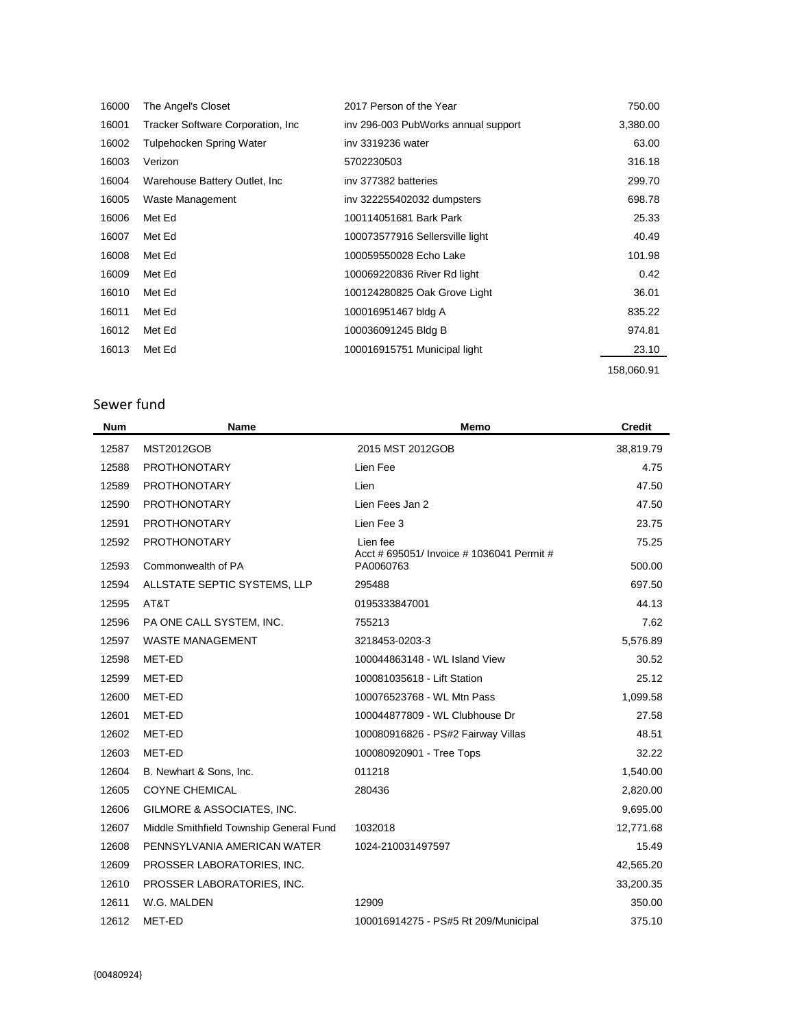| | | | |
|---|---|---|---|
| 16000 | The Angel's Closet | 2017 Person of the Year | 750.00 |
| 16001 | Tracker Software Corporation, Inc | inv 296-003 PubWorks annual support | 3,380.00 |
| 16002 | Tulpehocken Spring Water | inv 3319236 water | 63.00 |
| 16003 | Verizon | 5702230503 | 316.18 |
| 16004 | Warehouse Battery Outlet, Inc | inv 377382 batteries | 299.70 |
| 16005 | Waste Management | inv 322255402032 dumpsters | 698.78 |
| 16006 | Met Ed | 100114051681 Bark Park | 25.33 |
| 16007 | Met Ed | 100073577916 Sellersville light | 40.49 |
| 16008 | Met Ed | 100059550028 Echo Lake | 101.98 |
| 16009 | Met Ed | 100069220836 River Rd light | 0.42 |
| 16010 | Met Ed | 100124280825 Oak Grove Light | 36.01 |
| 16011 | Met Ed | 100016951467 bldg A | 835.22 |
| 16012 | Met Ed | 100036091245 Bldg B | 974.81 |
| 16013 | Met Ed | 100016915751 Municipal light | 23.10 |
| | | | 158,060.91 |

## Sewer fund

| Num | Name | Memo | Credit |
|---|---|---|---|
| 12587 | MST2012GOB | 2015 MST 2012GOB | 38,819.79 |
| 12588 | PROTHONOTARY | Lien Fee | 4.75 |
| 12589 | PROTHONOTARY | Lien | 47.50 |
| 12590 | PROTHONOTARY | Lien Fees Jan 2 | 47.50 |
| 12591 | PROTHONOTARY | Lien Fee 3 | 23.75 |
| 12592 | PROTHONOTARY | Lien fee | 75.25 |
| 12593 | Commonwealth of PA | Acct # 695051/ Invoice # 1036041 Permit # PA0060763 | 500.00 |
| 12594 | ALLSTATE SEPTIC SYSTEMS, LLP | 295488 | 697.50 |
| 12595 | AT&T | 0195333847001 | 44.13 |
| 12596 | PA ONE CALL SYSTEM, INC. | 755213 | 7.62 |
| 12597 | WASTE MANAGEMENT | 3218453-0203-3 | 5,576.89 |
| 12598 | MET-ED | 100044863148 - WL Island View | 30.52 |
| 12599 | MET-ED | 100081035618 - Lift Station | 25.12 |
| 12600 | MET-ED | 100076523768 - WL Mtn Pass | 1,099.58 |
| 12601 | MET-ED | 100044877809 - WL Clubhouse Dr | 27.58 |
| 12602 | MET-ED | 100080916826 - PS#2 Fairway Villas | 48.51 |
| 12603 | MET-ED | 100080920901 - Tree Tops | 32.22 |
| 12604 | B. Newhart & Sons, Inc. | 011218 | 1,540.00 |
| 12605 | COYNE CHEMICAL | 280436 | 2,820.00 |
| 12606 | GILMORE & ASSOCIATES, INC. | | 9,695.00 |
| 12607 | Middle Smithfield Township General Fund | 1032018 | 12,771.68 |
| 12608 | PENNSYLVANIA AMERICAN WATER | 1024-210031497597 | 15.49 |
| 12609 | PROSSER LABORATORIES, INC. | | 42,565.20 |
| 12610 | PROSSER LABORATORIES, INC. | | 33,200.35 |
| 12611 | W.G. MALDEN | 12909 | 350.00 |
| 12612 | MET-ED | 100016914275 - PS#5 Rt 209/Municipal | 375.10 |

{00480924}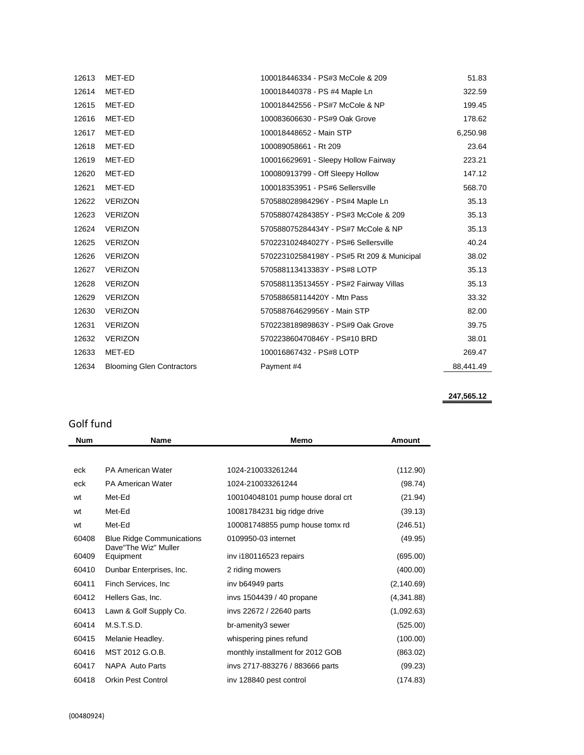| | | | |
|---|---|---|---|
| 12613 | MET-ED | 100018446334 - PS#3 McCole & 209 | 51.83 |
| 12614 | MET-ED | 100018440378 - PS #4 Maple Ln | 322.59 |
| 12615 | MET-ED | 100018442556 - PS#7 McCole & NP | 199.45 |
| 12616 | MET-ED | 100083606630 - PS#9 Oak Grove | 178.62 |
| 12617 | MET-ED | 100018448652 - Main STP | 6,250.98 |
| 12618 | MET-ED | 100089058661 - Rt 209 | 23.64 |
| 12619 | MET-ED | 100016629691 - Sleepy Hollow Fairway | 223.21 |
| 12620 | MET-ED | 100080913799 - Off Sleepy Hollow | 147.12 |
| 12621 | MET-ED | 100018353951 - PS#6 Sellersville | 568.70 |
| 12622 | VERIZON | 570588028984296Y - PS#4 Maple Ln | 35.13 |
| 12623 | VERIZON | 570588074284385Y - PS#3 McCole & 209 | 35.13 |
| 12624 | VERIZON | 570588075284434Y - PS#7 McCole & NP | 35.13 |
| 12625 | VERIZON | 570223102484027Y - PS#6 Sellersville | 40.24 |
| 12626 | VERIZON | 570223102584198Y - PS#5 Rt 209 & Municipal | 38.02 |
| 12627 | VERIZON | 570588113413383Y - PS#8 LOTP | 35.13 |
| 12628 | VERIZON | 570588113513455Y - PS#2 Fairway Villas | 35.13 |
| 12629 | VERIZON | 570588658114420Y - Mtn Pass | 33.32 |
| 12630 | VERIZON | 570588764629956Y - Main STP | 82.00 |
| 12631 | VERIZON | 570223818989863Y - PS#9 Oak Grove | 39.75 |
| 12632 | VERIZON | 570223860470846Y - PS#10 BRD | 38.01 |
| 12633 | MET-ED | 100016867432 - PS#8 LOTP | 269.47 |
| 12634 | Blooming Glen Contractors | Payment #4 | 88,441.49 |
| | | | **247,565.12** |

## Golf fund

| Num | Name | Memo | Amount |
|---|---|---|---|
| eck | PA American Water | 1024-210033261244 | (112.90) |
| eck | PA American Water | 1024-210033261244 | (98.74) |
| wt | Met-Ed | 100104048101 pump house doral crt | (21.94) |
| wt | Met-Ed | 10081784231 big ridge drive | (39.13) |
| wt | Met-Ed | 100081748855 pump house tomx rd | (246.51) |
| 60408 | Blue Ridge Communications | 0109950-03 internet | (49.95) |
| 60409 | Dave"The Wiz" Muller Equipment | inv i180116523 repairs | (695.00) |
| 60410 | Dunbar Enterprises, Inc. | 2 riding mowers | (400.00) |
| 60411 | Finch Services, Inc | inv b64949 parts | (2,140.69) |
| 60412 | Hellers Gas, Inc. | invs 1504439 / 40 propane | (4,341.88) |
| 60413 | Lawn & Golf Supply Co. | invs 22672 / 22640 parts | (1,092.63) |
| 60414 | M.S.T.S.D. | br-amenity3 sewer | (525.00) |
| 60415 | Melanie Headley. | whispering pines refund | (100.00) |
| 60416 | MST 2012 G.O.B. | monthly installment for 2012 GOB | (863.02) |
| 60417 | NAPA Auto Parts | invs 2717-883276 / 883666 parts | (99.23) |
| 60418 | Orkin Pest Control | inv 128840 pest control | (174.83) |

{00480924}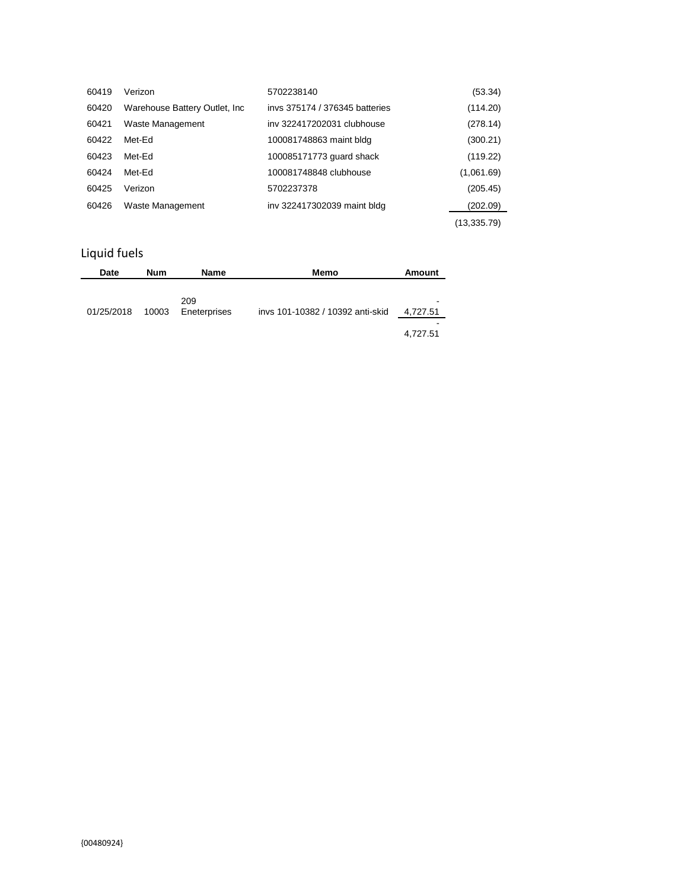| | | | |
|---|---|---|---|
| 60419 | Verizon | 5702238140 | (53.34) |
| 60420 | Warehouse Battery Outlet, Inc | invs 375174 / 376345 batteries | (114.20) |
| 60421 | Waste Management | inv 322417202031 clubhouse | (278.14) |
| 60422 | Met-Ed | 100081748863 maint bldg | (300.21) |
| 60423 | Met-Ed | 100085171773 guard shack | (119.22) |
| 60424 | Met-Ed | 100081748848 clubhouse | (1,061.69) |
| 60425 | Verizon | 5702237378 | (205.45) |
| 60426 | Waste Management | inv 322417302039 maint bldg | (202.09) |
| | | | (13,335.79) |

## Liquid fuels

| Date | Num | Name | Memo | Amount |
|---|---|---|---|---|
| | | | | - |
| 01/25/2018 | 10003 | 209 Eneterprises | invs 101-10382 / 10392 anti-skid | 4,727.51 |
| | | | | - |
| | | | | 4,727.51 |

{00480924}